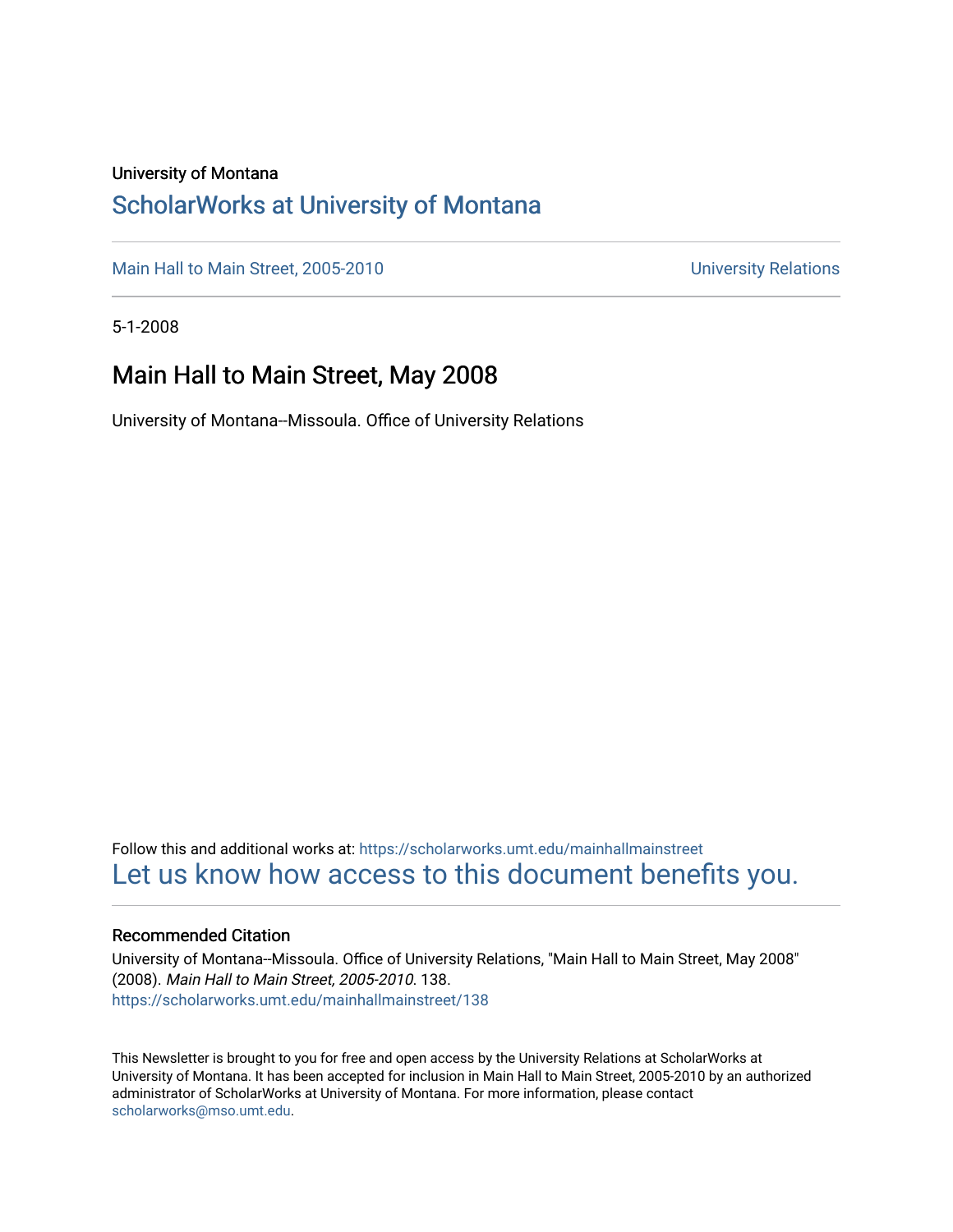University of Montana

# ScholarWorks at University of Montana

Main Hall to Main Street, 2005-2010 University Relations

5-1-2008

## Main Hall to Main Street, May 2008

University of Montana--Missoula. Office of University Relations

Follow this and additional works at: https://scholarworks.umt.edu/mainhallmainstreet

Let us know how access to this document benefits you.

### Recommended Citation

University of Montana--Missoula. Office of University Relations, "Main Hall to Main Street, May 2008" (2008). *Main Hall to Main Street, 2005-2010*. 138.
https://scholarworks.umt.edu/mainhallmainstreet/138

This Newsletter is brought to you for free and open access by the University Relations at ScholarWorks at University of Montana. It has been accepted for inclusion in Main Hall to Main Street, 2005-2010 by an authorized administrator of ScholarWorks at University of Montana. For more information, please contact scholarworks@mso.umt.edu.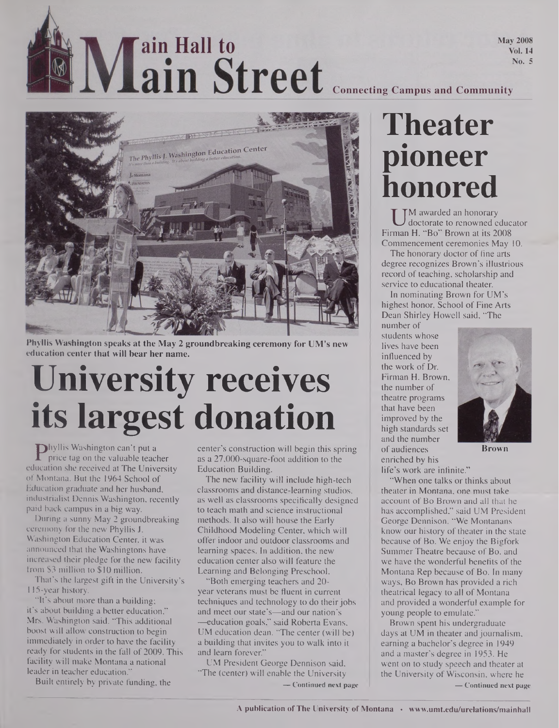# Main Hall to Main Street

**Connecting Campus and Community**

May 2008
Vol. 14
No. 5

Phyllis Washington speaks at the May 2 groundbreaking ceremony for UM's new education center that will bear her name.

# University receives its largest donation

Phyllis Washington can't put a price tag on the valuable teacher education she received at The University of Montana. But the 1964 School of Education graduate and her husband, industrialist Dennis Washington, recently paid back campus in a big way.

During a sunny May 2 groundbreaking ceremony for the new Phyllis J. Washington Education Center, it was announced that the Washingtons have increased their pledge for the new facility from $3 million to $10 million.

That's the largest gift in the University's 115-year history.

"It's about more than a building; it's about building a better education," Mrs. Washington said. "This additional boost will allow construction to begin immediately in order to have the facility ready for students in the fall of 2009. This facility will make Montana a national leader in teacher education."

Built entirely by private funding, the center's construction will begin this spring as a 27,000-square-foot addition to the Education Building.

The new facility will include high-tech classrooms and distance-learning studios, as well as classrooms specifically designed to teach math and science instructional methods. It also will house the Early Childhood Modeling Center, which will offer indoor and outdoor classrooms and learning spaces. In addition, the new education center also will feature the Learning and Belonging Preschool.

"Both emerging teachers and 20-year veterans must be fluent in current techniques and technology to do their jobs and meet our state's—and our nation's—education goals," said Roberta Evans, UM education dean. "The center (will be) a building that invites you to walk into it and learn forever."

UM President George Dennison said, "The (center) will enable the University

— Continued next page

# Theater pioneer honored

UM awarded an honorary doctorate to renowned educator Firman H. "Bo" Brown at its 2008 Commencement ceremonies May 10.

The honorary doctor of fine arts degree recognizes Brown's illustrious record of teaching, scholarship and service to educational theater.

In nominating Brown for UM's highest honor, School of Fine Arts Dean Shirley Howell said, "The number of students whose lives have been influenced by the work of Dr. Firman H. Brown, the number of theatre programs that have been improved by the high standards set and the number of audiences enriched by his life's work are infinite."

Brown

"When one talks or thinks about theater in Montana, one must take account of Bo Brown and all that he has accomplished," said UM President George Dennison. "We Montanans know our history of theater in the state because of Bo. We enjoy the Bigfork Summer Theatre because of Bo, and we have the wonderful benefits of the Montana Rep because of Bo. In many ways, Bo Brown has provided a rich theatrical legacy to all of Montana and provided a wonderful example for young people to emulate."

Brown spent his undergraduate days at UM in theater and journalism, earning a bachelor's degree in 1949 and a master's degree in 1953. He went on to study speech and theater at the University of Wisconsin, where he

— Continued next page

A publication of The University of Montana • www.umt.edu/urelations/mainhall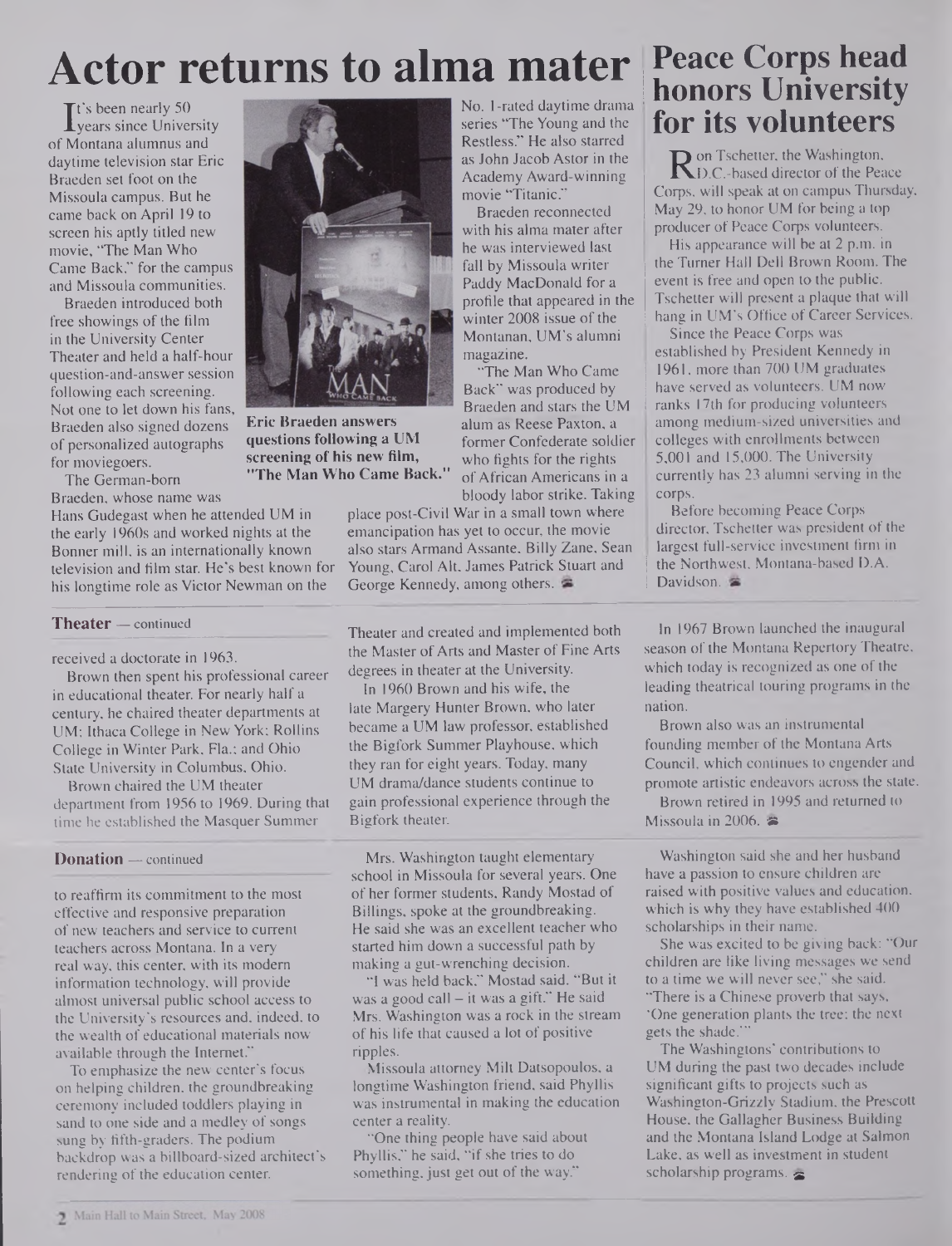# Actor returns to alma mater

It's been nearly 50 years since University of Montana alumnus and daytime television star Eric Braeden set foot on the Missoula campus. But he came back on April 19 to screen his aptly titled new movie, "The Man Who Came Back," for the campus and Missoula communities.

Braeden introduced both free showings of the film in the University Center Theater and held a half-hour question-and-answer session following each screening. Not one to let down his fans, Braeden also signed dozens of personalized autographs for moviegoers.

**Eric Braeden answers questions following a UM screening of his new film, "The Man Who Came Back."**

The German-born Braeden, whose name was Hans Gudegast when he attended UM in the early 1960s and worked nights at the Bonner mill, is an internationally known television and film star. He's best known for his longtime role as Victor Newman on the No. 1-rated daytime drama series "The Young and the Restless." He also starred as John Jacob Astor in the Academy Award-winning movie "Titanic."

Braeden reconnected with his alma mater after he was interviewed last fall by Missoula writer Paddy MacDonald for a profile that appeared in the winter 2008 issue of the Montanan, UM's alumni magazine.

"The Man Who Came Back" was produced by Braeden and stars the UM alum as Reese Paxton, a former Confederate soldier who fights for the rights of African Americans in a bloody labor strike. Taking place post-Civil War in a small town where emancipation has yet to occur, the movie also stars Armand Assante, Billy Zane, Sean Young, Carol Alt, James Patrick Stuart and George Kennedy, among others.

# Peace Corps head honors University for its volunteers

Ron Tschetter, the Washington, D.C.-based director of the Peace Corps, will speak at on campus Thursday, May 29, to honor UM for being a top producer of Peace Corps volunteers.

His appearance will be at 2 p.m. in the Turner Hall Dell Brown Room. The event is free and open to the public. Tschetter will present a plaque that will hang in UM's Office of Career Services.

Since the Peace Corps was established by President Kennedy in 1961, more than 700 UM graduates have served as volunteers. UM now ranks 17th for producing volunteers among medium-sized universities and colleges with enrollments between 5,001 and 15,000. The University currently has 23 alumni serving in the corps.

Before becoming Peace Corps director, Tschetter was president of the largest full-service investment firm in the Northwest, Montana-based D.A. Davidson.

## Theater — continued

received a doctorate in 1963.

Brown then spent his professional career in educational theater. For nearly half a century, he chaired theater departments at UM; Ithaca College in New York; Rollins College in Winter Park, Fla.; and Ohio State University in Columbus, Ohio.

Brown chaired the UM theater department from 1956 to 1969. During that time he established the Masquer Summer Theater and created and implemented both the Master of Arts and Master of Fine Arts degrees in theater at the University.

In 1960 Brown and his wife, the late Margery Hunter Brown, who later became a UM law professor, established the Bigfork Summer Playhouse, which they ran for eight years. Today, many UM drama/dance students continue to gain professional experience through the Bigfork theater.

In 1967 Brown launched the inaugural season of the Montana Repertory Theatre, which today is recognized as one of the leading theatrical touring programs in the nation.

Brown also was an instrumental founding member of the Montana Arts Council, which continues to engender and promote artistic endeavors across the state.

Brown retired in 1995 and returned to Missoula in 2006.

## Donation — continued

to reaffirm its commitment to the most effective and responsive preparation of new teachers and service to current teachers across Montana. In a very real way, this center, with its modern information technology, will provide almost universal public school access to the University's resources and, indeed, to the wealth of educational materials now available through the Internet."

To emphasize the new center's focus on helping children, the groundbreaking ceremony included toddlers playing in sand to one side and a medley of songs sung by fifth-graders. The podium backdrop was a billboard-sized architect's rendering of the education center.

Mrs. Washington taught elementary school in Missoula for several years. One of her former students, Randy Mostad of Billings, spoke at the groundbreaking. He said she was an excellent teacher who started him down a successful path by making a gut-wrenching decision.

"I was held back," Mostad said. "But it was a good call – it was a gift." He said Mrs. Washington was a rock in the stream of his life that caused a lot of positive ripples.

Missoula attorney Milt Datsopoulos, a longtime Washington friend, said Phyllis was instrumental in making the education center a reality.

"One thing people have said about Phyllis," he said, "if she tries to do something, just get out of the way."

Washington said she and her husband have a passion to ensure children are raised with positive values and education, which is why they have established 400 scholarships in their name.

She was excited to be giving back: "Our children are like living messages we send to a time we will never see," she said. "There is a Chinese proverb that says, 'One generation plants the tree; the next gets the shade.'"

The Washingtons' contributions to UM during the past two decades include significant gifts to projects such as Washington-Grizzly Stadium, the Prescott House, the Gallagher Business Building and the Montana Island Lodge at Salmon Lake, as well as investment in student scholarship programs.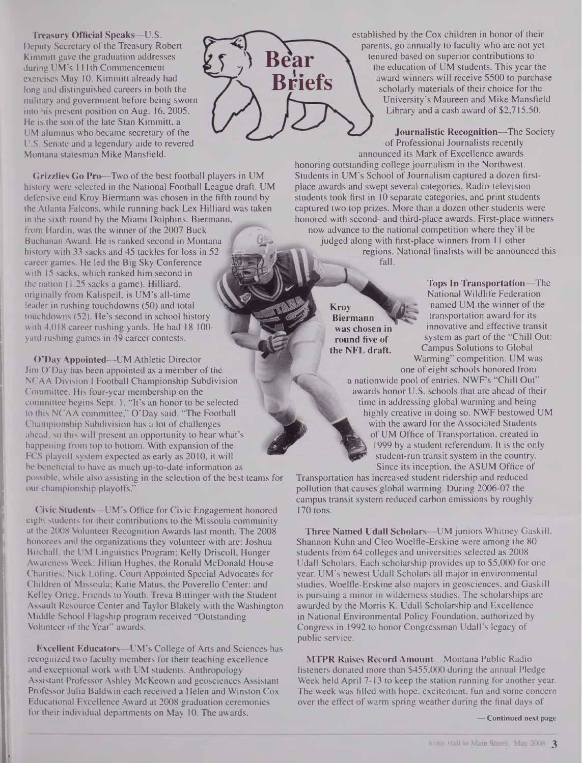# Bear Briefs

**Treasury Official Speaks**—U.S. Deputy Secretary of the Treasury Robert Kimmitt gave the graduation addresses during UM's 111th Commencement exercises May 10. Kimmitt already had long and distinguished careers in both the military and government before being sworn into his present position on Aug. 16, 2005. He is the son of the late Stan Kimmitt, a UM alumnus who became secretary of the U.S. Senate and a legendary aide to revered Montana statesman Mike Mansfield.

**Grizzlies Go Pro**—Two of the best football players in UM history were selected in the National Football League draft. UM defensive end Kroy Biermann was chosen in the fifth round by the Atlanta Falcons, while running back Lex Hilliard was taken in the sixth round by the Miami Dolphins. Biermann, from Hardin, was the winner of the 2007 Buck Buchanan Award. He is ranked second in Montana history with 33 sacks and 45 tackles for loss in 52 career games. He led the Big Sky Conference with 15 sacks, which ranked him second in the nation (1.25 sacks a game). Hilliard, originally from Kalispell, is UM's all-time leader in rushing touchdowns (50) and total touchdowns (52). He's second in school history with 4,018 career rushing yards. He had 18 100-yard rushing games in 49 career contests.

Kroy Biermann was chosen in round five of the NFL draft.

**O'Day Appointed**—UM Athletic Director Jim O'Day has been appointed as a member of the NCAA Division I Football Championship Subdivision Committee. His four-year membership on the committee begins Sept. 1. "It's an honor to be selected to this NCAA committee," O'Day said. "The Football Championship Subdivision has a lot of challenges ahead, so this will present an opportunity to hear what's happening from top to bottom. With expansion of the FCS playoff system expected as early as 2010, it will be beneficial to have as much up-to-date information as possible, while also assisting in the selection of the best teams for our championship playoffs."

**Civic Students**—UM's Office for Civic Engagement honored eight students for their contributions to the Missoula community at the 2008 Volunteer Recognition Awards last month. The 2008 honorees and the organizations they volunteer with are: Joshua Birchall, the UM Linguistics Program; Kelly Driscoll, Hunger Awareness Week; Jillian Hughes, the Ronald McDonald House Charities; Nick Lofing, Court Appointed Special Advocates for Children of Missoula; Katie Matus, the Poverello Center; and Kelley Orteg, Friends to Youth. Treva Bittinger with the Student Assault Resource Center and Taylor Blakely with the Washington Middle School Flagship program received "Outstanding Volunteer of the Year" awards.

**Excellent Educators**—UM's College of Arts and Sciences has recognized two faculty members for their teaching excellence and exceptional work with UM students. Anthropology Assistant Professor Ashley McKeown and geosciences Assistant Professor Julia Baldwin each received a Helen and Winston Cox Educational Excellence Award at 2008 graduation ceremonies for their individual departments on May 10. The awards, established by the Cox children in honor of their parents, go annually to faculty who are not yet tenured based on superior contributions to the education of UM students. This year the award winners will receive $500 to purchase scholarly materials of their choice for the University's Maureen and Mike Mansfield Library and a cash award of $2,715.50.

**Journalistic Recognition**—The Society of Professional Journalists recently announced its Mark of Excellence awards honoring outstanding college journalism in the Northwest. Students in UM's School of Journalism captured a dozen first-place awards and swept several categories. Radio-television students took first in 10 separate categories, and print students captured two top prizes. More than a dozen other students were honored with second- and third-place awards. First-place winners now advance to the national competition where they'll be judged along with first-place winners from 11 other regions. National finalists will be announced this fall.

**Tops In Transportation**—The National Wildlife Federation named UM the winner of the transportation award for its innovative and effective transit system as part of the "Chill Out: Campus Solutions to Global Warming" competition. UM was one of eight schools honored from a nationwide pool of entries. NWF's "Chill Out" awards honor U.S. schools that are ahead of their time in addressing global warming and being highly creative in doing so. NWF bestowed UM with the award for the Associated Students of UM Office of Transportation, created in 1999 by a student referendum. It is the only student-run transit system in the country. Since its inception, the ASUM Office of Transportation has increased student ridership and reduced pollution that causes global warming. During 2006-07 the campus transit system reduced carbon emissions by roughly 170 tons.

**Three Named Udall Scholars**—UM juniors Whitney Gaskill, Shannon Kuhn and Cleo Woelfle-Erskine were among the 80 students from 64 colleges and universities selected as 2008 Udall Scholars. Each scholarship provides up to $5,000 for one year. UM's newest Udall Scholars all major in environmental studies. Woelfle-Erskine also majors in geosciences, and Gaskill is pursuing a minor in wilderness studies. The scholarships are awarded by the Morris K. Udall Scholarship and Excellence in National Environmental Policy Foundation, authorized by Congress in 1992 to honor Congressman Udall's legacy of public service.

**MTPR Raises Record Amount**—Montana Public Radio listeners donated more than $455,000 during the annual Pledge Week held April 7-13 to keep the station running for another year. The week was filled with hope, excitement, fun and some concern over the effect of warm spring weather during the final days of

— Continued next page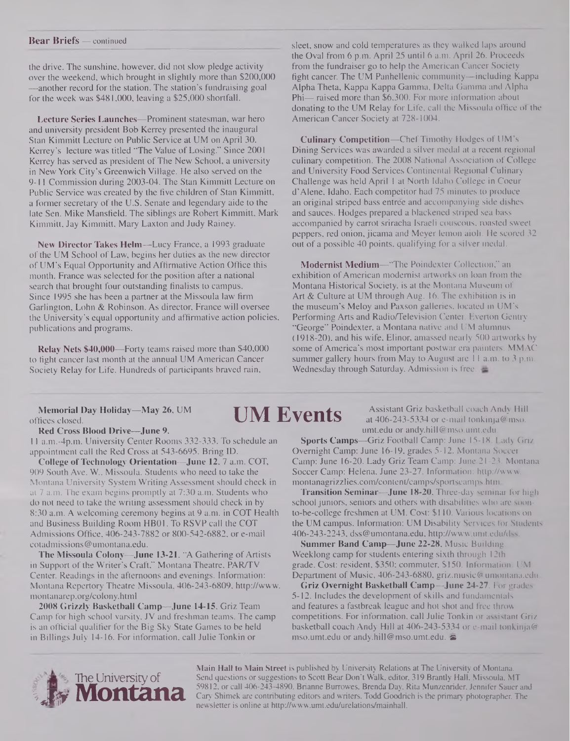**Bear Briefs** — continued

the drive. The sunshine, however, did not slow pledge activity over the weekend, which brought in slightly more than $200,000 —another record for the station. The station's fundraising goal for the week was $481,000, leaving a $25,000 shortfall.

**Lecture Series Launches**—Prominent statesman, war hero and university president Bob Kerrey presented the inaugural Stan Kimmitt Lecture on Public Service at UM on April 30. Kerrey's lecture was titled "The Value of Losing." Since 2001 Kerrey has served as president of The New School, a university in New York City's Greenwich Village. He also served on the 9-11 Commission during 2003-04. The Stan Kimmitt Lecture on Public Service was created by the five children of Stan Kimmitt, a former secretary of the U.S. Senate and legendary aide to the late Sen. Mike Mansfield. The siblings are Robert Kimmitt, Mark Kimmitt, Jay Kimmitt, Mary Laxton and Judy Rainey.

**New Director Takes Helm**—Lucy France, a 1993 graduate of the UM School of Law, begins her duties as the new director of UM's Equal Opportunity and Affirmative Action Office this month. France was selected for the position after a national search that brought four outstanding finalists to campus. Since 1995 she has been a partner at the Missoula law firm Garlington, Lohn & Robinson. As director, France will oversee the University's equal opportunity and affirmative action policies, publications and programs.

**Relay Nets $40,000**—Forty teams raised more than $40,000 to fight cancer last month at the annual UM American Cancer Society Relay for Life. Hundreds of participants braved rain, sleet, snow and cold temperatures as they walked laps around the Oval from 6 p.m. April 25 until 6 a.m. April 26. Proceeds from the fundraiser go to help the American Cancer Society fight cancer. The UM Panhellenic community—including Kappa Alpha Theta, Kappa Kappa Gamma, Delta Gamma and Alpha Phi— raised more than $6,300. For more information about donating to the UM Relay for Life, call the Missoula office of the American Cancer Society at 728-1004.

**Culinary Competition**—Chef Timothy Hodges of UM's Dining Services was awarded a silver medal at a recent regional culinary competition. The 2008 National Association of College and University Food Services Continental Regional Culinary Challenge was held April 1 at North Idaho College in Coeur d'Alene, Idaho. Each competitor had 75 minutes to produce an original striped bass entrée and accompanying side dishes and sauces. Hodges prepared a blackened striped sea bass accompanied by carrot sriracha Israeli couscous, roasted sweet peppers, red onion, jicama and Meyer lemon aioli. He scored 32 out of a possible 40 points, qualifying for a silver medal.

**Modernist Medium**—"The Poindexter Collection," an exhibition of American modernist artworks on loan from the Montana Historical Society, is at the Montana Museum of Art & Culture at UM through Aug. 16. The exhibition is in the museum's Meloy and Paxson galleries, located in UM's Performing Arts and Radio/Television Center. Everton Gentry "George" Poindexter, a Montana native and UM alumnus (1918-20), and his wife, Elinor, amassed nearly 500 artworks by some of America's most important postwar era painters. MMAC summer gallery hours from May to August are 11 a.m. to 3 p.m. Wednesday through Saturday. Admission is free.

# UM Events

**Memorial Day Holiday—May 26.** UM offices closed.

**Red Cross Blood Drive—June 9.** 11 a.m.-4p.m. University Center Rooms 332-333. To schedule an appointment call the Red Cross at 543-6695. Bring ID.

**College of Technology Orientation—June 12.** 7 a.m. COT, 909 South Ave. W., Missoula. Students who need to take the Montana University System Writing Assessment should check in at 7 a.m. The exam begins promptly at 7:30 a.m. Students who do not need to take the writing assessment should check in by 8:30 a.m. A welcoming ceremony begins at 9 a.m. in COT Health and Business Building Room HB01. To RSVP call the COT Admissions Office, 406-243-7882 or 800-542-6882, or e-mail cotadmissions@umontana.edu.

**The Missoula Colony—June 13-21.** "A Gathering of Artists in Support of the Writer's Craft." Montana Theatre, PAR/TV Center. Readings in the afternoons and evenings. Information: Montana Repertory Theatre Missoula, 406-243-6809, http://www.montanarep.org/colony.html

**2008 Grizzly Basketball Camp—June 14-15.** Griz Team Camp for high school varsity, JV and freshman teams. The camp is an official qualifier for the Big Sky State Games to be held in Billings July 14-16. For information, call Julie Tonkin or Assistant Griz basketball coach Andy Hill at 406-243-5334 or e-mail tonkinja@mso.umt.edu or andy.hill@mso.umt.edu

**Sports Camps**—Griz Football Camp: June 15-18. Lady Griz Overnight Camp: June 16-19, grades 5-12. Montana Soccer Camp: June 16-20. Lady Griz Team Camp: June 21-23. Montana Soccer Camp: Helena, June 23-27. Information: http://www.montanagrizzlies.com/content/camps/sportscamps.htm

**Transition Seminar—June 18-20.** Three-day seminar for high school juniors, seniors and others with disabilities who are soon-to-be-college freshmen at UM. Cost: $110. Various locations on the UM campus. Information: UM Disability Services for Students 406-243-2243, dss@umontana.edu, http://www.umt.edu/dss

**Summer Band Camp—June 22-28.** Music Building. Weeklong camp for students entering sixth through 12th grade. Cost: resident, $350; commuter, $150. Information: UM Department of Music, 406-243-6880, griz.music@umontana.edu

**Griz Overnight Basketball Camp—June 24-27.** For grades 5-12. Includes the development of skills and fundamentals and features a fastbreak league and hot shot and free throw competitions. For information, call Julie Tonkin or assistant Griz basketball coach Andy Hill at 406-243-5334 or e-mail tonkinja@mso.umt.edu or andy.hill@mso.umt.edu.

The University of Montana

**Main Hall to Main Street** is published by University Relations at The University of Montana. Send questions or suggestions to Scott Bear Don't Walk, editor, 319 Brantly Hall, Missoula, MT 59812, or call 406-243-4890. Brianne Burrowes, Brenda Day, Rita Munzenrider, Jennifer Sauer and Cary Shimek are contributing editors and writers. Todd Goodrich is the primary photographer. The newsletter is online at http://www.umt.edu/urelations/mainhall.